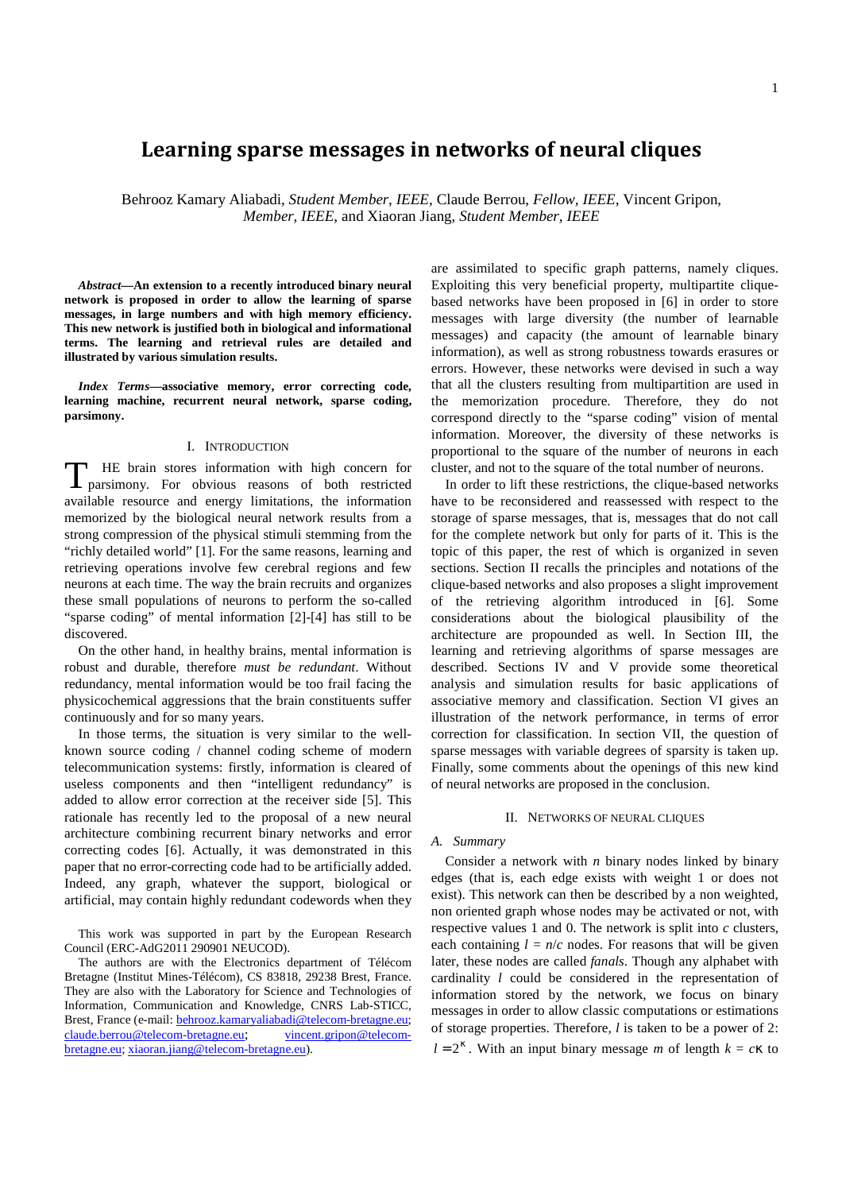# Learning sparse messages in networks of neural cliques

Behrooz Kamary Aliabadi, *Student Member, IEEE,* Claude Berrou, *Fellow, IEEE,* Vincent Gripon, *Member, IEEE,* and Xiaoran Jiang, *Student Member, IEEE*

***Abstract*—An extension to a recently introduced binary neural network is proposed in order to allow the learning of sparse messages, in large numbers and with high memory efficiency. This new network is justified both in biological and informational terms. The learning and retrieval rules are detailed and illustrated by various simulation results.**

***Index Terms*—associative memory, error correcting code, learning machine, recurrent neural network, sparse coding, parsimony.**

## I. Introduction

THE brain stores information with high concern for parsimony. For obvious reasons of both restricted available resource and energy limitations, the information memorized by the biological neural network results from a strong compression of the physical stimuli stemming from the "richly detailed world" [1]. For the same reasons, learning and retrieving operations involve few cerebral regions and few neurons at each time. The way the brain recruits and organizes these small populations of neurons to perform the so-called "sparse coding" of mental information [2]-[4] has still to be discovered.

On the other hand, in healthy brains, mental information is robust and durable, therefore *must be redundant*. Without redundancy, mental information would be too frail facing the physicochemical aggressions that the brain constituents suffer continuously and for so many years.

In those terms, the situation is very similar to the well-known source coding / channel coding scheme of modern telecommunication systems: firstly, information is cleared of useless components and then "intelligent redundancy" is added to allow error correction at the receiver side [5]. This rationale has recently led to the proposal of a new neural architecture combining recurrent binary networks and error correcting codes [6]. Actually, it was demonstrated in this paper that no error-correcting code had to be artificially added. Indeed, any graph, whatever the support, biological or artificial, may contain highly redundant codewords when they are assimilated to specific graph patterns, namely cliques. Exploiting this very beneficial property, multipartite clique-based networks have been proposed in [6] in order to store messages with large diversity (the number of learnable messages) and capacity (the amount of learnable binary information), as well as strong robustness towards erasures or errors. However, these networks were devised in such a way that all the clusters resulting from multipartition are used in the memorization procedure. Therefore, they do not correspond directly to the "sparse coding" vision of mental information. Moreover, the diversity of these networks is proportional to the square of the number of neurons in each cluster, and not to the square of the total number of neurons.

In order to lift these restrictions, the clique-based networks have to be reconsidered and reassessed with respect to the storage of sparse messages, that is, messages that do not call for the complete network but only for parts of it. This is the topic of this paper, the rest of which is organized in seven sections. Section II recalls the principles and notations of the clique-based networks and also proposes a slight improvement of the retrieving algorithm introduced in [6]. Some considerations about the biological plausibility of the architecture are propounded as well. In Section III, the learning and retrieving algorithms of sparse messages are described. Sections IV and V provide some theoretical analysis and simulation results for basic applications of associative memory and classification. Section VI gives an illustration of the network performance, in terms of error correction for classification. In section VII, the question of sparse messages with variable degrees of sparsity is taken up. Finally, some comments about the openings of this new kind of neural networks are proposed in the conclusion.

This work was supported in part by the European Research Council (ERC-AdG2011 290901 NEUCOD).

The authors are with the Electronics department of Télécom Bretagne (Institut Mines-Télécom), CS 83818, 29238 Brest, France. They are also with the Laboratory for Science and Technologies of Information, Communication and Knowledge, CNRS Lab-STICC, Brest, France (e-mail: behrooz.kamaryaliabadi@telecom-bretagne.eu; claude.berrou@telecom-bretagne.eu; vincent.gripon@telecom-bretagne.eu; xiaoran.jiang@telecom-bretagne.eu).

## II. Networks of Neural Cliques

### A. Summary

Consider a network with $n$ binary nodes linked by binary edges (that is, each edge exists with weight 1 or does not exist). This network can then be described by a non weighted, non oriented graph whose nodes may be activated or not, with respective values 1 and 0. The network is split into $c$ clusters, each containing $l = n/c$ nodes. For reasons that will be given later, these nodes are called *fanals*. Though any alphabet with cardinality $l$ could be considered in the representation of information stored by the network, we focus on binary messages in order to allow classic computations or estimations of storage properties. Therefore, $l$ is taken to be a power of 2: $l = 2^{\kappa}$. With an input binary message $m$ of length $k = c\kappa$ to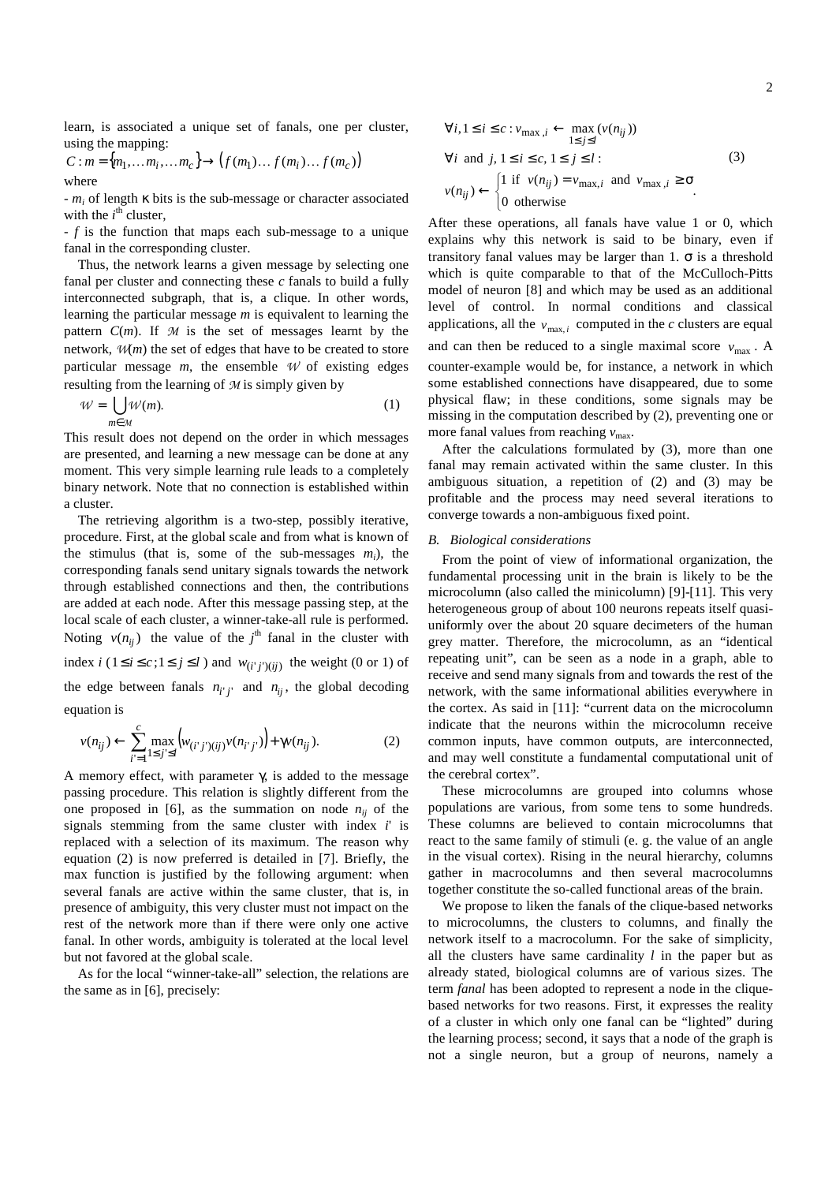learn, is associated a unique set of fanals, one per cluster, using the mapping:

$$C: m = \{m_1, \ldots m_i, \ldots m_c\} \rightarrow \left(f(m_1) \ldots f(m_i) \ldots f(m_c)\right)$$

where

- $m_i$ of length $\kappa$ bits is the sub-message or character associated with the $i^{\text{th}}$ cluster,
- $f$ is the function that maps each sub-message to a unique fanal in the corresponding cluster.

Thus, the network learns a given message by selecting one fanal per cluster and connecting these $c$ fanals to build a fully interconnected subgraph, that is, a clique. In other words, learning the particular message $m$ is equivalent to learning the pattern $C(m)$. If $\mathcal{M}$ is the set of messages learnt by the network, $\mathcal{W}(m)$ the set of edges that have to be created to store particular message $m$, the ensemble $\mathcal{W}$ of existing edges resulting from the learning of $\mathcal{M}$ is simply given by

$$\mathcal{W} = \bigcup_{m \in \mathcal{M}} \mathcal{W}(m). \tag{1}$$

This result does not depend on the order in which messages are presented, and learning a new message can be done at any moment. This very simple learning rule leads to a completely binary network. Note that no connection is established within a cluster.

The retrieving algorithm is a two-step, possibly iterative, procedure. First, at the global scale and from what is known of the stimulus (that is, some of the sub-messages $m_i$), the corresponding fanals send unitary signals towards the network through established connections and then, the contributions are added at each node. After this message passing step, at the local scale of each cluster, a winner-take-all rule is performed. Noting $v(n_{ij})$ the value of the $j^{\text{th}}$ fanal in the cluster with index $i$ ($1 \leq i \leq c; 1 \leq j \leq l$) and $w_{(i'j')(ij)}$ the weight (0 or 1) of the edge between fanals $n_{i'j'}$ and $n_{ij}$, the global decoding equation is

$$v(n_{ij}) \leftarrow \sum_{i'=1}^{c} \max_{1 \leq j' \leq l} \left(w_{(i'j')(ij)} v(n_{i'j'})\right) + \gamma v(n_{ij}). \tag{2}$$

A memory effect, with parameter $\gamma$, is added to the message passing procedure. This relation is slightly different from the one proposed in [6], as the summation on node $n_{ij}$ of the signals stemming from the same cluster with index $i'$ is replaced with a selection of its maximum. The reason why equation (2) is now preferred is detailed in [7]. Briefly, the max function is justified by the following argument: when several fanals are active within the same cluster, that is, in presence of ambiguity, this very cluster must not impact on the rest of the network more than if there were only one active fanal. In other words, ambiguity is tolerated at the local level but not favored at the global scale.

As for the local "winner-take-all" selection, the relations are the same as in [6], precisely:

$$\begin{aligned}
&\forall i, 1 \leq i \leq c: v_{\max,i} \leftarrow \max_{1 \leq j \leq l} (v(n_{ij})) \\
&\forall i \text{ and } j, 1 \leq i \leq c, 1 \leq j \leq l: \\
&v(n_{ij}) \leftarrow \begin{cases} 1 \text{ if } v(n_{ij}) = v_{\max,i} \text{ and } v_{\max,i} \geq \sigma \\ 0 \text{ otherwise} \end{cases}.
\end{aligned} \tag{3}$$

After these operations, all fanals have value 1 or 0, which explains why this network is said to be binary, even if transitory fanal values may be larger than 1. $\sigma$ is a threshold which is quite comparable to that of the McCulloch-Pitts model of neuron [8] and which may be used as an additional level of control. In normal conditions and classical applications, all the $v_{\max,i}$ computed in the $c$ clusters are equal and can then be reduced to a single maximal score $v_{\max}$. A counter-example would be, for instance, a network in which some established connections have disappeared, due to some physical flaw; in these conditions, some signals may be missing in the computation described by (2), preventing one or more fanal values from reaching $v_{\max}$.

After the calculations formulated by (3), more than one fanal may remain activated within the same cluster. In this ambiguous situation, a repetition of (2) and (3) may be profitable and the process may need several iterations to converge towards a non-ambiguous fixed point.

### B. Biological considerations

From the point of view of informational organization, the fundamental processing unit in the brain is likely to be the microcolumn (also called the minicolumn) [9]-[11]. This very heterogeneous group of about 100 neurons repeats itself quasi-uniformly over the about 20 square decimeters of the human grey matter. Therefore, the microcolumn, as an "identical repeating unit", can be seen as a node in a graph, able to receive and send many signals from and towards the rest of the network, with the same informational abilities everywhere in the cortex. As said in [11]: "current data on the microcolumn indicate that the neurons within the microcolumn receive common inputs, have common outputs, are interconnected, and may well constitute a fundamental computational unit of the cerebral cortex".

These microcolumns are grouped into columns whose populations are various, from some tens to some hundreds. These columns are believed to contain microcolumns that react to the same family of stimuli (e. g. the value of an angle in the visual cortex). Rising in the neural hierarchy, columns gather in macrocolumns and then several macrocolumns together constitute the so-called functional areas of the brain.

We propose to liken the fanals of the clique-based networks to microcolumns, the clusters to columns, and finally the network itself to a macrocolumn. For the sake of simplicity, all the clusters have same cardinality $l$ in the paper but as already stated, biological columns are of various sizes. The term *fanal* has been adopted to represent a node in the clique-based networks for two reasons. First, it expresses the reality of a cluster in which only one fanal can be "lighted" during the learning process; second, it says that a node of the graph is not a single neuron, but a group of neurons, namely a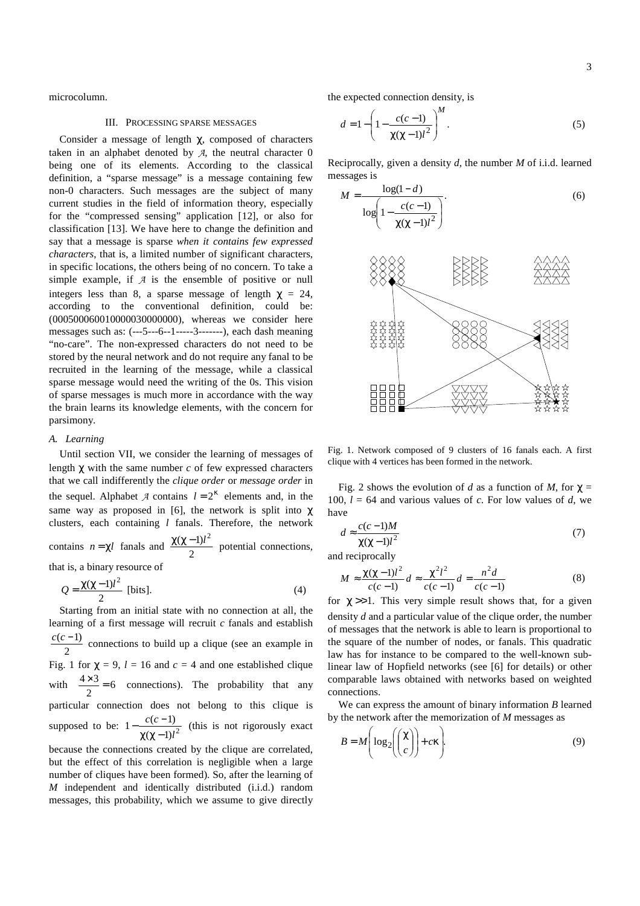microcolumn.

## III. Processing sparse messages

Consider a message of length $\chi$, composed of characters taken in an alphabet denoted by $\mathcal{A}$, the neutral character 0 being one of its elements. According to the classical definition, a "sparse message" is a message containing few non-0 characters. Such messages are the subject of many current studies in the field of information theory, especially for the "compressed sensing" application [12], or also for classification [13]. We have here to change the definition and say that a message is sparse *when it contains few expressed characters*, that is, a limited number of significant characters, in specific locations, the others being of no concern. To take a simple example, if $\mathcal{A}$ is the ensemble of positive or null integers less than 8, a sparse message of length $\chi = 24$, according to the conventional definition, could be: (000500060010000030000000), whereas we consider here messages such as: (---5---6--1-----3-------), each dash meaning "no-care". The non-expressed characters do not need to be stored by the neural network and do not require any fanal to be recruited in the learning of the message, while a classical sparse message would need the writing of the 0s. This vision of sparse messages is much more in accordance with the way the brain learns its knowledge elements, with the concern for parsimony.

### A. Learning

Until section VII, we consider the learning of messages of length $\chi$ with the same number $c$ of few expressed characters that we call indifferently the *clique order* or *message order* in the sequel. Alphabet $\mathcal{A}$ contains $l = 2^{\kappa}$ elements and, in the same way as proposed in [6], the network is split into $\chi$ clusters, each containing $l$ fanals. Therefore, the network contains $n = \chi l$ fanals and $\frac{\chi(\chi-1)l^2}{2}$ potential connections, that is, a binary resource of

$$Q = \frac{\chi(\chi-1)l^2}{2} \text{ [bits].} \tag{4}$$

Starting from an initial state with no connection at all, the learning of a first message will recruit $c$ fanals and establish $\frac{c(c-1)}{2}$ connections to build up a clique (see an example in Fig. 1 for $\chi = 9$, $l = 16$ and $c = 4$ and one established clique with $\frac{4\times 3}{2} = 6$ connections). The probability that any particular connection does not belong to this clique is supposed to be: $1 - \frac{c(c-1)}{\chi(\chi-1)l^2}$ (this is not rigorously exact because the connections created by the clique are correlated, but the effect of this correlation is negligible when a large number of cliques have been formed). So, after the learning of $M$ independent and identically distributed (i.i.d.) random messages, this probability, which we assume to give directly the expected connection density, is

$$d = 1 - \left(1 - \frac{c(c-1)}{\chi(\chi-1)l^2}\right)^M. \tag{5}$$

Reciprocally, given a density $d$, the number $M$ of i.i.d. learned messages is

$$M = \frac{\log(1-d)}{\log\left(1 - \frac{c(c-1)}{\chi(\chi-1)l^2}\right)}. \tag{6}$$

Fig. 1. Network composed of 9 clusters of 16 fanals each. A first clique with 4 vertices has been formed in the network.

Fig. 2 shows the evolution of $d$ as a function of $M$, for $\chi = 100$, $l = 64$ and various values of $c$. For low values of $d$, we have

$$d \approx \frac{c(c-1)M}{\chi(\chi-1)l^2} \tag{7}$$

and reciprocally

$$M \approx \frac{\chi(\chi-1)l^2}{c(c-1)} d \approx \frac{\chi^2 l^2}{c(c-1)} d = \frac{n^2 d}{c(c-1)} \tag{8}$$

for $\chi >> 1$. This very simple result shows that, for a given density $d$ and a particular value of the clique order, the number of messages that the network is able to learn is proportional to the square of the number of nodes, or fanals. This quadratic law has for instance to be compared to the well-known sub-linear law of Hopfield networks (see [6] for details) or other comparable laws obtained with networks based on weighted connections.

We can express the amount of binary information $B$ learned by the network after the memorization of $M$ messages as

$$B = M\left(\log_2\left(\binom{\chi}{c}\right) + c\kappa\right). \tag{9}$$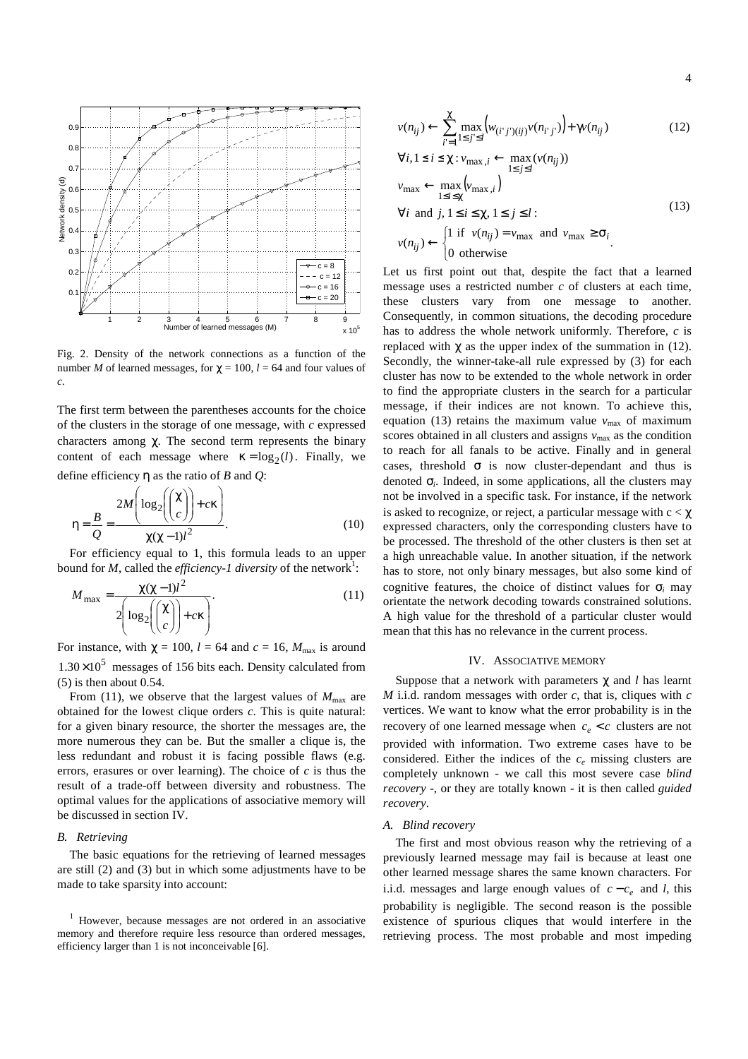Fig. 2. Density of the network connections as a function of the number $M$ of learned messages, for $\chi = 100$, $l = 64$ and four values of $c$.

The first term between the parentheses accounts for the choice of the clusters in the storage of one message, with $c$ expressed characters among $\chi$. The second term represents the binary content of each message where $\kappa = \log_2(l)$. Finally, we define efficiency $\eta$ as the ratio of $B$ and $Q$:

$$\eta = \frac{B}{Q} = \frac{2M\left(\log_2\left(\binom{\chi}{c}\right) + c\kappa\right)}{\chi(\chi-1)l^2}. \tag{10}$$

For efficiency equal to 1, this formula leads to an upper bound for $M$, called the *efficiency-1 diversity* of the network[1]:

$$M_{\max} = \frac{\chi(\chi-1)l^2}{2\left(\log_2\left(\binom{\chi}{c}\right) + c\kappa\right)}. \tag{11}$$

For instance, with $\chi = 100$, $l = 64$ and $c = 16$, $M_{\max}$ is around $1.30 \times 10^5$ messages of 156 bits each. Density calculated from (5) is then about 0.54.

From (11), we observe that the largest values of $M_{\max}$ are obtained for the lowest clique orders $c$. This is quite natural: for a given binary resource, the shorter the messages are, the more numerous they can be. But the smaller a clique is, the less redundant and robust it is facing possible flaws (e.g. errors, erasures or over learning). The choice of $c$ is thus the result of a trade-off between diversity and robustness. The optimal values for the applications of associative memory will be discussed in section IV.

### *B. Retrieving*

The basic equations for the retrieving of learned messages are still (2) and (3) but in which some adjustments have to be made to take sparsity into account:

$$v(n_{ij}) \leftarrow \sum_{i'=1}^{\chi} \max_{1 \le j' \le l}\left(w_{(i'j')(ij)} v(n_{i'j'})\right) + \gamma v(n_{ij}) \tag{12}$$

$$\begin{aligned}
&\forall i, 1 \le i \le \chi : v_{\max,i} \leftarrow \max_{1 \le j \le l}(v(n_{ij})) \\
&v_{\max} \leftarrow \max_{1 \le i \le \chi}\left(v_{\max,i}\right) \\
&\forall i \text{ and } j, 1 \le i \le \chi, 1 \le j \le l : \\
&v(n_{ij}) \leftarrow \begin{cases} 1 \text{ if } v(n_{ij}) = v_{\max} \text{ and } v_{\max} \ge \sigma_i \\ 0 \text{ otherwise} \end{cases}.
\end{aligned} \tag{13}$$

Let us first point out that, despite the fact that a learned message uses a restricted number $c$ of clusters at each time, these clusters vary from one message to another. Consequently, in common situations, the decoding procedure has to address the whole network uniformly. Therefore, $c$ is replaced with $\chi$ as the upper index of the summation in (12). Secondly, the winner-take-all rule expressed by (3) for each cluster has now to be extended to the whole network in order to find the appropriate clusters in the search for a particular message, if their indices are not known. To achieve this, equation (13) retains the maximum value $v_{\max}$ of maximum scores obtained in all clusters and assigns $v_{\max}$ as the condition to reach for all fanals to be active. Finally and in general cases, threshold $\sigma$ is now cluster-dependant and thus is denoted $\sigma_i$. Indeed, in some applications, all the clusters may not be involved in a specific task. For instance, if the network is asked to recognize, or reject, a particular message with $c < \chi$ expressed characters, only the corresponding clusters have to be processed. The threshold of the other clusters is then set at a high unreachable value. In another situation, if the network has to store, not only binary messages, but also some kind of cognitive features, the choice of distinct values for $\sigma_i$ may orientate the network decoding towards constrained solutions. A high value for the threshold of a particular cluster would mean that this has no relevance in the current process.

## IV. Associative Memory

Suppose that a network with parameters $\chi$ and $l$ has learnt $M$ i.i.d. random messages with order $c$, that is, cliques with $c$ vertices. We want to know what the error probability is in the recovery of one learned message when $c_e < c$ clusters are not provided with information. Two extreme cases have to be considered. Either the indices of the $c_e$ missing clusters are completely unknown - we call this most severe case *blind recovery* -, or they are totally known - it is then called *guided recovery*.

### *A. Blind recovery*

The first and most obvious reason why the retrieving of a previously learned message may fail is because at least one other learned message shares the same known characters. For i.i.d. messages and large enough values of $c - c_e$ and $l$, this probability is negligible. The second reason is the possible existence of spurious cliques that would interfere in the retrieving process. The most probable and most impeding

[1] However, because messages are not ordered in an associative memory and therefore require less resource than ordered messages, efficiency larger than 1 is not inconceivable [6].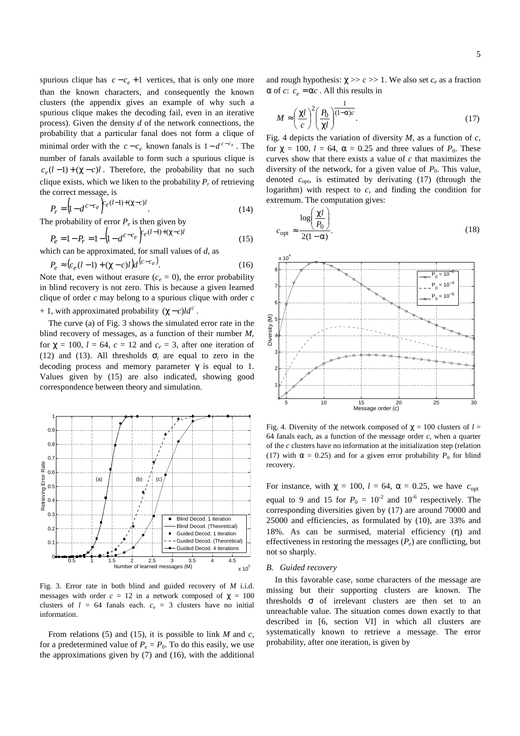spurious clique has $c - c_e + 1$ vertices, that is only one more than the known characters, and consequently the known clusters (the appendix gives an example of why such a spurious clique makes the decoding fail, even in an iterative process). Given the density $d$ of the network connections, the probability that a particular fanal does not form a clique of minimal order with the $c - c_e$ known fanals is $1 - d^{c-c_e}$. The number of fanals available to form such a spurious clique is $c_e(l-1) + (\chi - c)l$. Therefore, the probability that no such clique exists, which we liken to the probability $P_r$ of retrieving the correct message, is

$$P_r = \left(1 - d^{c-c_e}\right)^{c_e(l-1)+(\chi-c)l}. \tag{14}$$

The probability of error $P_e$ is then given by

$$P_e = 1 - P_r = 1 - \left(1 - d^{c-c_e}\right)^{c_e(l-1)+(\chi-c)l} \tag{15}$$

which can be approximated, for small values of $d$, as

$$P_e \approx \left(c_e(l-1) + (\chi - c)l\right)d^{(c-c_e)}. \tag{16}$$

Note that, even without erasure ($c_e = 0$), the error probability in blind recovery is not zero. This is because a given learned clique of order $c$ may belong to a spurious clique with order $c + 1$, with approximated probability $(\chi - c)ld^c$.

The curve (a) of Fig. 3 shows the simulated error rate in the blind recovery of messages, as a function of their number $M$, for $\chi = 100$, $l = 64$, $c = 12$ and $c_e = 3$, after one iteration of (12) and (13). All thresholds $\sigma_i$ are equal to zero in the decoding process and memory parameter $\gamma$ is equal to 1. Values given by (15) are also indicated, showing good correspondence between theory and simulation.

Fig. 3. Error rate in both blind and guided recovery of $M$ i.i.d. messages with order $c = 12$ in a network composed of $\chi = 100$ clusters of $l = 64$ fanals each. $c_e = 3$ clusters have no initial information.

From relations (5) and (15), it is possible to link $M$ and $c$, for a predetermined value of $P_e = P_0$. To do this easily, we use the approximations given by (7) and (16), with the additional and rough hypothesis: $\chi >> c >> 1$. We also set $c_e$ as a fraction $\alpha$ of $c$: $c_e = \alpha c$. All this results in

$$M \approx \left(\frac{\chi l}{c}\right)^2 \left(\frac{P_0}{\chi l}\right)^{\frac{1}{(1-\alpha)c}}. \tag{17}$$

Fig. 4 depicts the variation of diversity $M$, as a function of $c$, for $\chi = 100$, $l = 64$, $\alpha = 0.25$ and three values of $P_0$. These curves show that there exists a value of $c$ that maximizes the diversity of the network, for a given value of $P_0$. This value, denoted $c_{\text{opt}}$, is estimated by derivating (17) (through the logarithm) with respect to $c$, and finding the condition for extremum. The computation gives:

$$c_{\text{opt}} \approx \frac{\log\left(\frac{\chi l}{P_0}\right)}{2(1-\alpha)}. \tag{18}$$

Fig. 4. Diversity of the network composed of $\chi = 100$ clusters of $l = 64$ fanals each, as a function of the message order $c$, when a quarter of the $c$ clusters have no information at the initialization step (relation (17) with $\alpha = 0.25$) and for a given error probability $P_0$ for blind recovery.

For instance, with $\chi = 100$, $l = 64$, $\alpha = 0.25$, we have $c_{\text{opt}}$ equal to 9 and 15 for $P_0 = 10^{-2}$ and $10^{-6}$ respectively. The corresponding diversities given by (17) are around 70000 and 25000 and efficiencies, as formulated by (10), are 33% and 18%. As can be surmised, material efficiency ($\eta$) and effectiveness in restoring the messages ($P_e$) are conflicting, but not so sharply.

### B. Guided recovery

In this favorable case, some characters of the message are missing but their supporting clusters are known. The thresholds $\sigma$ of irrelevant clusters are then set to an unreachable value. The situation comes down exactly to that described in [6, section VI] in which all clusters are systematically known to retrieve a message. The error probability, after one iteration, is given by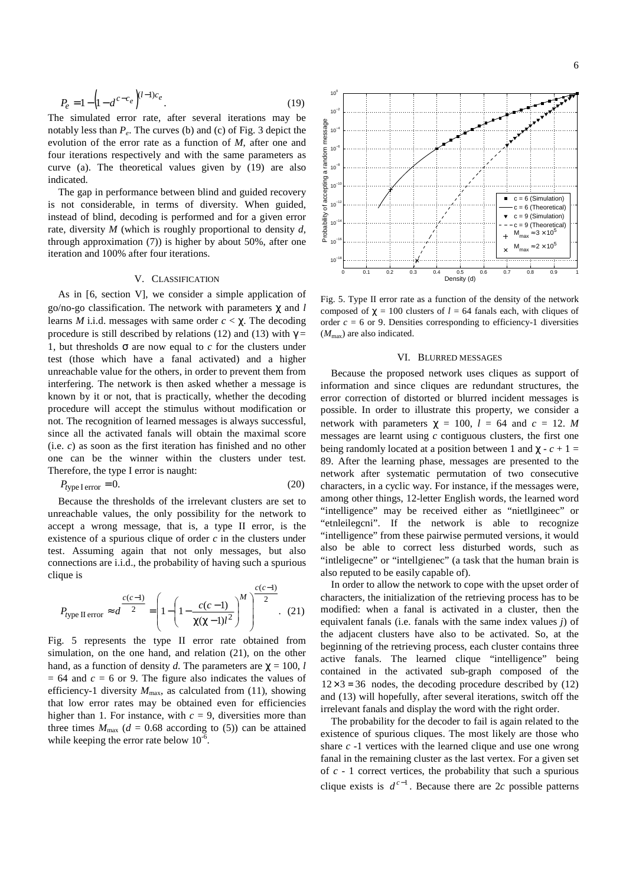$$P_e = 1 - \left(1 - d^{c - c_e}\right)^{(l-1)c_e}. \quad (19)$$

The simulated error rate, after several iterations may be notably less than $P_e$. The curves (b) and (c) of Fig. 3 depict the evolution of the error rate as a function of $M$, after one and four iterations respectively and with the same parameters as curve (a). The theoretical values given by (19) are also indicated.

The gap in performance between blind and guided recovery is not considerable, in terms of diversity. When guided, instead of blind, decoding is performed and for a given error rate, diversity $M$ (which is roughly proportional to density $d$, through approximation (7)) is higher by about 50%, after one iteration and 100% after four iterations.

## V. Classification

As in [6, section V], we consider a simple application of go/no-go classification. The network with parameters $\chi$ and $l$ learns $M$ i.i.d. messages with same order $c < \chi$. The decoding procedure is still described by relations (12) and (13) with $\gamma = 1$, but thresholds $\sigma$ are now equal to $c$ for the clusters under test (those which have a fanal activated) and a higher unreachable value for the others, in order to prevent them from interfering. The network is then asked whether a message is known by it or not, that is practically, whether the decoding procedure will accept the stimulus without modification or not. The recognition of learned messages is always successful, since all the activated fanals will obtain the maximal score (i.e. $c$) as soon as the first iteration has finished and no other one can be the winner within the clusters under test. Therefore, the type I error is naught:

$$P_{\text{type I error}} = 0. \quad (20)$$

Because the thresholds of the irrelevant clusters are set to unreachable values, the only possibility for the network to accept a wrong message, that is, a type II error, is the existence of a spurious clique of order $c$ in the clusters under test. Assuming again that not only messages, but also connections are i.i.d., the probability of having such a spurious clique is

$$P_{\text{type II error}} \approx d^{\frac{c(c-1)}{2}} = \left(1 - \left(1 - \frac{c(c-1)}{\chi(\chi-1)l^2}\right)^M\right)^{\frac{c(c-1)}{2}}. \quad (21)$$

Fig. 5 represents the type II error rate obtained from simulation, on the one hand, and relation (21), on the other hand, as a function of density $d$. The parameters are $\chi = 100$, $l = 64$ and $c = 6$ or 9. The figure also indicates the values of efficiency-1 diversity $M_{\max}$, as calculated from (11), showing that low error rates may be obtained even for efficiencies higher than 1. For instance, with $c = 9$, diversities more than three times $M_{\max}$ ($d = 0.68$ according to (5)) can be attained while keeping the error rate below $10^{-6}$.

Fig. 5. Type II error rate as a function of the density of the network composed of $\chi = 100$ clusters of $l = 64$ fanals each, with cliques of order $c = 6$ or 9. Densities corresponding to efficiency-1 diversities ($M_{\max}$) are also indicated.

## VI. Blurred Messages

Because the proposed network uses cliques as support of information and since cliques are redundant structures, the error correction of distorted or blurred incident messages is possible. In order to illustrate this property, we consider a network with parameters $\chi = 100$, $l = 64$ and $c = 12$. $M$ messages are learnt using $c$ contiguous clusters, the first one being randomly located at a position between 1 and $\chi - c + 1 = 89$. After the learning phase, messages are presented to the network after systematic permutation of two consecutive characters, in a cyclic way. For instance, if the messages were, among other things, 12-letter English words, the learned word "intelligence" may be received either as "nietllgineec" or "etnleilegcni". If the network is able to recognize "intelligence" from these pairwise permuted versions, it would also be able to correct less disturbed words, such as "intleligecne" or "intellgienec" (a task that the human brain is also reputed to be easily capable of).

In order to allow the network to cope with the upset order of characters, the initialization of the retrieving process has to be modified: when a fanal is activated in a cluster, then the equivalent fanals (i.e. fanals with the same index values $j$) of the adjacent clusters have also to be activated. So, at the beginning of the retrieving process, each cluster contains three active fanals. The learned clique "intelligence" being contained in the activated sub-graph composed of the $12 \times 3 = 36$ nodes, the decoding procedure described by (12) and (13) will hopefully, after several iterations, switch off the irrelevant fanals and display the word with the right order.

The probability for the decoder to fail is again related to the existence of spurious cliques. The most likely are those who share $c$ -1 vertices with the learned clique and use one wrong fanal in the remaining cluster as the last vertex. For a given set of $c$ - 1 correct vertices, the probability that such a spurious clique exists is $d^{c-1}$. Because there are $2c$ possible patterns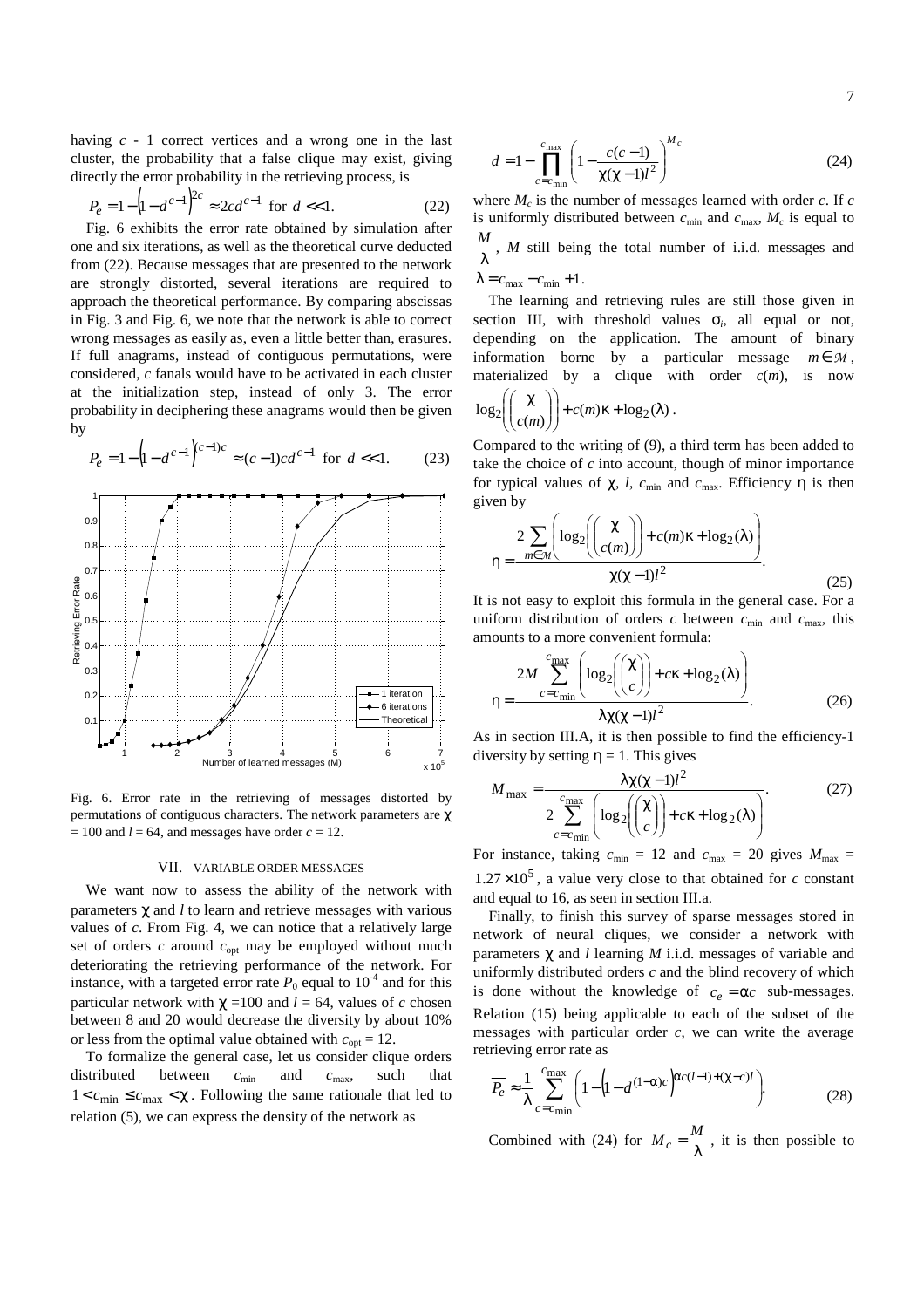having $c$ - 1 correct vertices and a wrong one in the last cluster, the probability that a false clique may exist, giving directly the error probability in the retrieving process, is

$$P_e = 1 - \left(1 - d^{c-1}\right)^{2c} \approx 2cd^{c-1} \text{ for } d \ll 1. \tag{22}$$

Fig. 6 exhibits the error rate obtained by simulation after one and six iterations, as well as the theoretical curve deducted from (22). Because messages that are presented to the network are strongly distorted, several iterations are required to approach the theoretical performance. By comparing abscissas in Fig. 3 and Fig. 6, we note that the network is able to correct wrong messages as easily as, even a little better than, erasures. If full anagrams, instead of contiguous permutations, were considered, $c$ fanals would have to be activated in each cluster at the initialization step, instead of only 3. The error probability in deciphering these anagrams would then be given by

$$P_e = 1 - \left(1 - d^{c-1}\right)^{(c-1)c} \approx (c-1)cd^{c-1} \text{ for } d \ll 1. \tag{23}$$

Fig. 6. Error rate in the retrieving of messages distorted by permutations of contiguous characters. The network parameters are $\chi = 100$ and $l = 64$, and messages have order $c = 12$.

## VII. Variable Order Messages

We want now to assess the ability of the network with parameters $\chi$ and $l$ to learn and retrieve messages with various values of $c$. From Fig. 4, we can notice that a relatively large set of orders $c$ around $c_{\text{opt}}$ may be employed without much deteriorating the retrieving performance of the network. For instance, with a targeted error rate $P_0$ equal to $10^{-4}$ and for this particular network with $\chi = 100$ and $l = 64$, values of $c$ chosen between 8 and 20 would decrease the diversity by about 10% or less from the optimal value obtained with $c_{\text{opt}} = 12$.

To formalize the general case, let us consider clique orders distributed between $c_{\min}$ and $c_{\max}$, such that $1 < c_{\min} \leq c_{\max} < \chi$. Following the same rationale that led to relation (5), we can express the density of the network as

$$d = 1 - \prod_{c=c_{\min}}^{c_{\max}} \left(1 - \frac{c(c-1)}{\chi(\chi-1)l^2}\right)^{M_c} \tag{24}$$

where $M_c$ is the number of messages learned with order $c$. If $c$ is uniformly distributed between $c_{\min}$ and $c_{\max}$, $M_c$ is equal to $\frac{M}{\lambda}$, $M$ still being the total number of i.i.d. messages and $\lambda = c_{\max} - c_{\min} + 1$.

The learning and retrieving rules are still those given in section III, with threshold values $\sigma_i$, all equal or not, depending on the application. The amount of binary information borne by a particular message $m \in \mathcal{M}$, materialized by a clique with order $c(m)$, is now $\log_2\left(\binom{\chi}{c(m)}\right) + c(m)\kappa + \log_2(\lambda)$.

Compared to the writing of (9), a third term has been added to take the choice of $c$ into account, though of minor importance for typical values of $\chi$, $l$, $c_{\min}$ and $c_{\max}$. Efficiency $\eta$ is then given by

$$\eta = \frac{2\sum_{m \in \mathcal{M}} \left(\log_2\left(\binom{\chi}{c(m)}\right) + c(m)\kappa + \log_2(\lambda)\right)}{\chi(\chi-1)l^2}. \tag{25}$$

It is not easy to exploit this formula in the general case. For a uniform distribution of orders $c$ between $c_{\min}$ and $c_{\max}$, this amounts to a more convenient formula:

$$\eta = \frac{2M\sum_{c=c_{\min}}^{c_{\max}} \left(\log_2\left(\binom{\chi}{c}\right) + c\kappa + \log_2(\lambda)\right)}{\lambda\chi(\chi-1)l^2}. \tag{26}$$

As in section III.A, it is then possible to find the efficiency-1 diversity by setting $\eta = 1$. This gives

$$M_{\max} = \frac{\lambda\chi(\chi-1)l^2}{2\sum_{c=c_{\min}}^{c_{\max}} \left(\log_2\left(\binom{\chi}{c}\right) + c\kappa + \log_2(\lambda)\right)}. \tag{27}$$

For instance, taking $c_{\min} = 12$ and $c_{\max} = 20$ gives $M_{\max} = 1.27 \times 10^5$, a value very close to that obtained for $c$ constant and equal to 16, as seen in section III.a.

Finally, to finish this survey of sparse messages stored in network of neural cliques, we consider a network with parameters $\chi$ and $l$ learning $M$ i.i.d. messages of variable and uniformly distributed orders $c$ and the blind recovery of which is done without the knowledge of $c_e = \alpha c$ sub-messages. Relation (15) being applicable to each of the subset of the messages with particular order $c$, we can write the average retrieving error rate as

$$\overline{P_e} \approx \frac{1}{\lambda}\sum_{c=c_{\min}}^{c_{\max}} \left(1 - \left(1 - d^{(1-\alpha)c}\right)^{\alpha c(l-1) + (\chi - c)l}\right). \tag{28}$$

Combined with (24) for $M_c = \frac{M}{\lambda}$, it is then possible to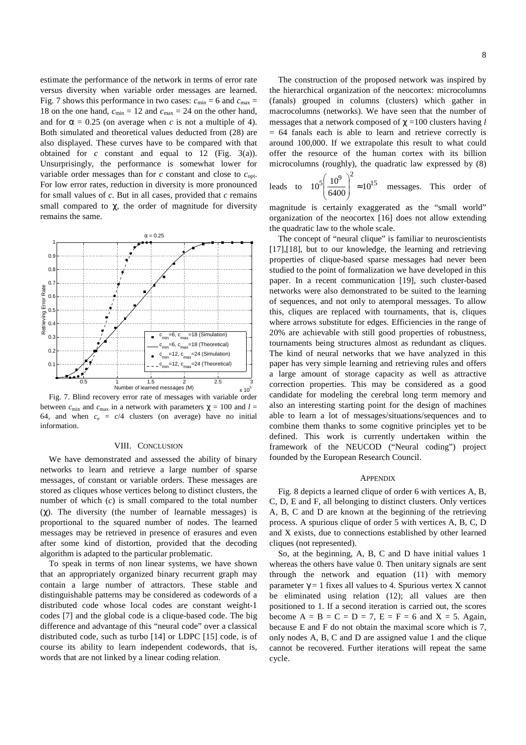estimate the performance of the network in terms of error rate versus diversity when variable order messages are learned. Fig. 7 shows this performance in two cases: $c_{\min} = 6$ and $c_{\max} = 18$ on the one hand, $c_{\min} = 12$ and $c_{\max} = 24$ on the other hand, and for $\alpha = 0.25$ (on average when $c$ is not a multiple of 4). Both simulated and theoretical values deducted from (28) are also displayed. These curves have to be compared with that obtained for $c$ constant and equal to 12 (Fig. 3(a)). Unsurprisingly, the performance is somewhat lower for variable order messages than for $c$ constant and close to $c_{\text{opt}}$. For low error rates, reduction in diversity is more pronounced for small values of $c$. But in all cases, provided that $c$ remains small compared to $\chi$, the order of magnitude for diversity remains the same.

Fig. 7. Blind recovery error rate of messages with variable order between $c_{\min}$ and $c_{\max}$ in a network with parameters $\chi = 100$ and $l = 64$, and when $c_e = c/4$ clusters (on average) have no initial information.

## VIII. Conclusion

We have demonstrated and assessed the ability of binary networks to learn and retrieve a large number of sparse messages, of constant or variable orders. These messages are stored as cliques whose vertices belong to distinct clusters, the number of which ($c$) is small compared to the total number ($\chi$). The diversity (the number of learnable messages) is proportional to the squared number of nodes. The learned messages may be retrieved in presence of erasures and even after some kind of distortion, provided that the decoding algorithm is adapted to the particular problematic.

To speak in terms of non linear systems, we have shown that an appropriately organized binary recurrent graph may contain a large number of attractors. These stable and distinguishable patterns may be considered as codewords of a distributed code whose local codes are constant weight-1 codes [7] and the global code is a clique-based code. The big difference and advantage of this "neural code" over a classical distributed code, such as turbo [14] or LDPC [15] code, is of course its ability to learn independent codewords, that is, words that are not linked by a linear coding relation.

The construction of the proposed network was inspired by the hierarchical organization of the neocortex: microcolumns (fanals) grouped in columns (clusters) which gather in macrocolumns (networks). We have seen that the number of messages that a network composed of $\chi = 100$ clusters having $l = 64$ fanals each is able to learn and retrieve correctly is around 100,000. If we extrapolate this result to what could offer the resource of the human cortex with its billion microcolumns (roughly), the quadratic law expressed by (8) leads to $10^5\left(\frac{10^9}{6400}\right)^2 \approx 10^{15}$ messages. This order of magnitude is certainly exaggerated as the "small world" organization of the neocortex [16] does not allow extending the quadratic law to the whole scale.

The concept of "neural clique" is familiar to neuroscientists [17],[18], but to our knowledge, the learning and retrieving properties of clique-based sparse messages had never been studied to the point of formalization we have developed in this paper. In a recent communication [19], such cluster-based networks were also demonstrated to be suited to the learning of sequences, and not only to atemporal messages. To allow this, cliques are replaced with tournaments, that is, cliques where arrows substitute for edges. Efficiencies in the range of 20% are achievable with still good properties of robustness, tournaments being structures almost as redundant as cliques. The kind of neural networks that we have analyzed in this paper has very simple learning and retrieving rules and offers a large amount of storage capacity as well as attractive correction properties. This may be considered as a good candidate for modeling the cerebral long term memory and also an interesting starting point for the design of machines able to learn a lot of messages/situations/sequences and to combine them thanks to some cognitive principles yet to be defined. This work is currently undertaken within the framework of the NEUCOD ("Neural coding") project founded by the European Research Council.

## Appendix

Fig. 8 depicts a learned clique of order 6 with vertices A, B, C, D, E and F, all belonging to distinct clusters. Only vertices A, B, C and D are known at the beginning of the retrieving process. A spurious clique of order 5 with vertices A, B, C, D and X exists, due to connections established by other learned cliques (not represented).

So, at the beginning, A, B, C and D have initial values 1 whereas the others have value 0. Then unitary signals are sent through the network and equation (11) with memory parameter $\gamma = 1$ fixes all values to 4. Spurious vertex X cannot be eliminated using relation (12); all values are then positioned to 1. If a second iteration is carried out, the scores become A = B = C = D = 7, E = F = 6 and X = 5. Again, because E and F do not obtain the maximal score which is 7, only nodes A, B, C and D are assigned value 1 and the clique cannot be recovered. Further iterations will repeat the same cycle.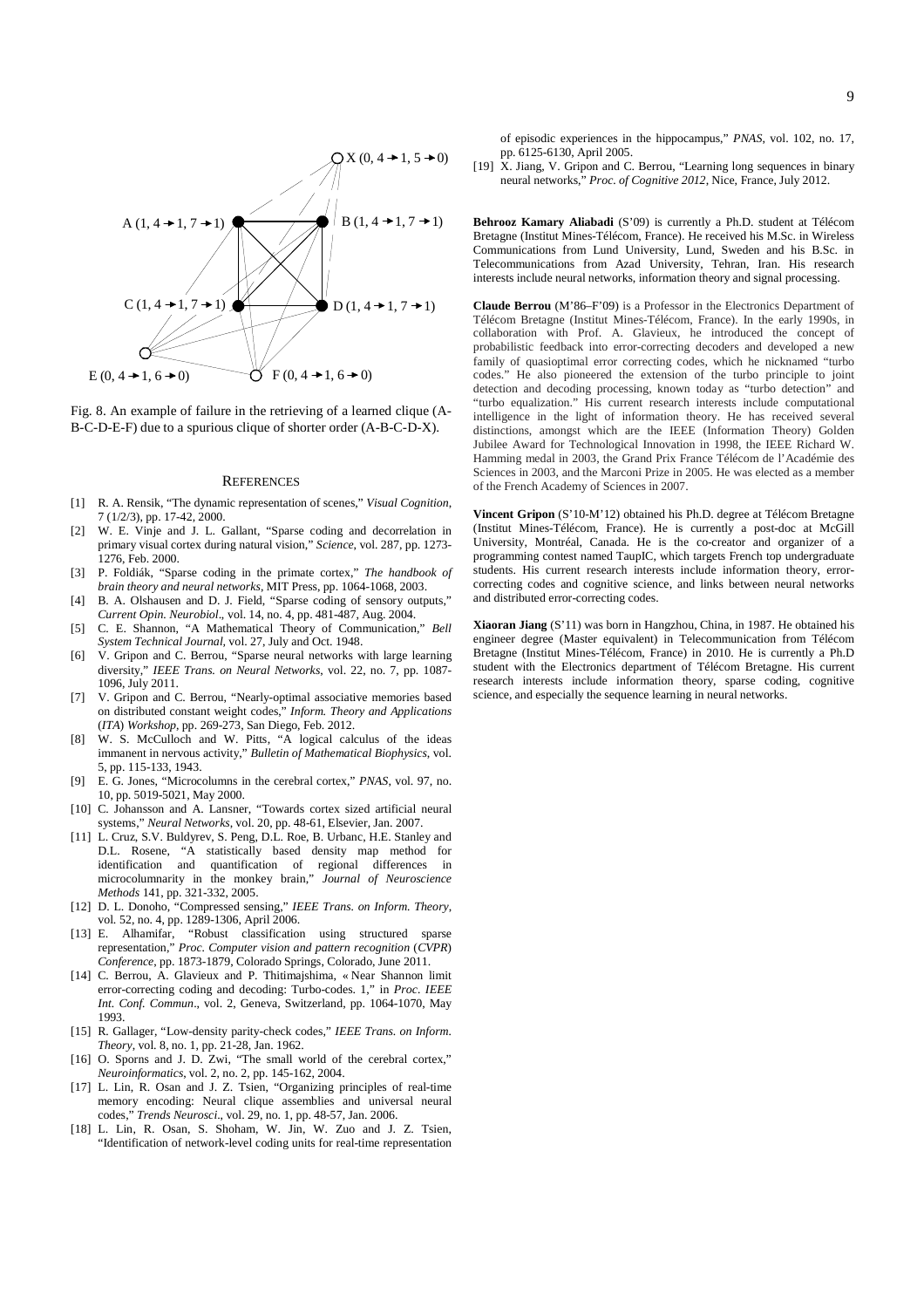X (0, 4 → 1, 5 → 0)

A (1, 4 → 1, 7 → 1)

B (1, 4 → 1, 7 → 1)

C (1, 4 → 1, 7 → 1)

D (1, 4 → 1, 7 → 1)

E (0, 4 → 1, 6 → 0)

F (0, 4 → 1, 6 → 0)

Fig. 8. An example of failure in the retrieving of a learned clique (A-B-C-D-E-F) due to a spurious clique of shorter order (A-B-C-D-X).

## References

[1] R. A. Rensik, "The dynamic representation of scenes," *Visual Cognition*, 7 (1/2/3), pp. 17-42, 2000.

[2] W. E. Vinje and J. L. Gallant, "Sparse coding and decorrelation in primary visual cortex during natural vision," *Science*, vol. 287, pp. 1273-1276, Feb. 2000.

[3] P. Foldiák, "Sparse coding in the primate cortex," *The handbook of brain theory and neural networks*, MIT Press, pp. 1064-1068, 2003.

[4] B. A. Olshausen and D. J. Field, "Sparse coding of sensory outputs," *Current Opin. Neurobiol*., vol. 14, no. 4, pp. 481-487, Aug. 2004.

[5] C. E. Shannon, "A Mathematical Theory of Communication," *Bell System Technical Journal*, vol. 27, July and Oct. 1948.

[6] V. Gripon and C. Berrou, "Sparse neural networks with large learning diversity," *IEEE Trans. on Neural Networks*, vol. 22, no. 7, pp. 1087-1096, July 2011.

[7] V. Gripon and C. Berrou, "Nearly-optimal associative memories based on distributed constant weight codes," *Inform. Theory and Applications* (*ITA*) *Workshop*, pp. 269-273, San Diego, Feb. 2012.

[8] W. S. McCulloch and W. Pitts, "A logical calculus of the ideas immanent in nervous activity," *Bulletin of Mathematical Biophysics*, vol. 5, pp. 115-133, 1943.

[9] E. G. Jones, "Microcolumns in the cerebral cortex," *PNAS*, vol. 97, no. 10, pp. 5019-5021, May 2000.

[10] C. Johansson and A. Lansner, "Towards cortex sized artificial neural systems," *Neural Networks*, vol. 20, pp. 48-61, Elsevier, Jan. 2007.

[11] L. Cruz, S.V. Buldyrev, S. Peng, D.L. Roe, B. Urbanc, H.E. Stanley and D.L. Rosene, "A statistically based density map method for identification and quantification of regional differences in microcolumnarity in the monkey brain," *Journal of Neuroscience Methods* 141, pp. 321-332, 2005.

[12] D. L. Donoho, "Compressed sensing," *IEEE Trans. on Inform. Theory*, vol. 52, no. 4, pp. 1289-1306, April 2006.

[13] E. Alhamifar, "Robust classification using structured sparse representation," *Proc. Computer vision and pattern recognition* (*CVPR*) *Conference*, pp. 1873-1879, Colorado Springs, Colorado, June 2011.

[14] C. Berrou, A. Glavieux and P. Thitimajshima, « Near Shannon limit error-correcting coding and decoding: Turbo-codes. 1," in *Proc. IEEE Int. Conf. Commun*., vol. 2, Geneva, Switzerland, pp. 1064-1070, May 1993.

[15] R. Gallager, "Low-density parity-check codes," *IEEE Trans. on Inform. Theory*, vol. 8, no. 1, pp. 21-28, Jan. 1962.

[16] O. Sporns and J. D. Zwi, "The small world of the cerebral cortex," *Neuroinformatics*, vol. 2, no. 2, pp. 145-162, 2004.

[17] L. Lin, R. Osan and J. Z. Tsien, "Organizing principles of real-time memory encoding: Neural clique assemblies and universal neural codes," *Trends Neurosci*., vol. 29, no. 1, pp. 48-57, Jan. 2006.

[18] L. Lin, R. Osan, S. Shoham, W. Jin, W. Zuo and J. Z. Tsien, "Identification of network-level coding units for real-time representation of episodic experiences in the hippocampus," *PNAS*, vol. 102, no. 17, pp. 6125-6130, April 2005.

[19] X. Jiang, V. Gripon and C. Berrou, "Learning long sequences in binary neural networks," *Proc. of Cognitive 2012*, Nice, France, July 2012.

**Behrooz Kamary Aliabadi** (S'09) is currently a Ph.D. student at Télécom Bretagne (Institut Mines-Télécom, France). He received his M.Sc. in Wireless Communications from Lund University, Lund, Sweden and his B.Sc. in Telecommunications from Azad University, Tehran, Iran. His research interests include neural networks, information theory and signal processing.

**Claude Berrou** (M'86–F'09) is a Professor in the Electronics Department of Télécom Bretagne (Institut Mines-Télécom, France). In the early 1990s, in collaboration with Prof. A. Glavieux, he introduced the concept of probabilistic feedback into error-correcting decoders and developed a new family of quasioptimal error correcting codes, which he nicknamed "turbo codes." He also pioneered the extension of the turbo principle to joint detection and decoding processing, known today as "turbo detection" and "turbo equalization." His current research interests include computational intelligence in the light of information theory. He has received several distinctions, amongst which are the IEEE (Information Theory) Golden Jubilee Award for Technological Innovation in 1998, the IEEE Richard W. Hamming medal in 2003, the Grand Prix France Télécom de l'Académie des Sciences in 2003, and the Marconi Prize in 2005. He was elected as a member of the French Academy of Sciences in 2007.

**Vincent Gripon** (S'10-M'12) obtained his Ph.D. degree at Télécom Bretagne (Institut Mines-Télécom, France). He is currently a post-doc at McGill University, Montréal, Canada. He is the co-creator and organizer of a programming contest named TaupIC, which targets French top undergraduate students. His current research interests include information theory, error-correcting codes and cognitive science, and links between neural networks and distributed error-correcting codes.

**Xiaoran Jiang** (S'11) was born in Hangzhou, China, in 1987. He obtained his engineer degree (Master equivalent) in Telecommunication from Télécom Bretagne (Institut Mines-Télécom, France) in 2010. He is currently a Ph.D student with the Electronics department of Télécom Bretagne. His current research interests include information theory, sparse coding, cognitive science, and especially the sequence learning in neural networks.